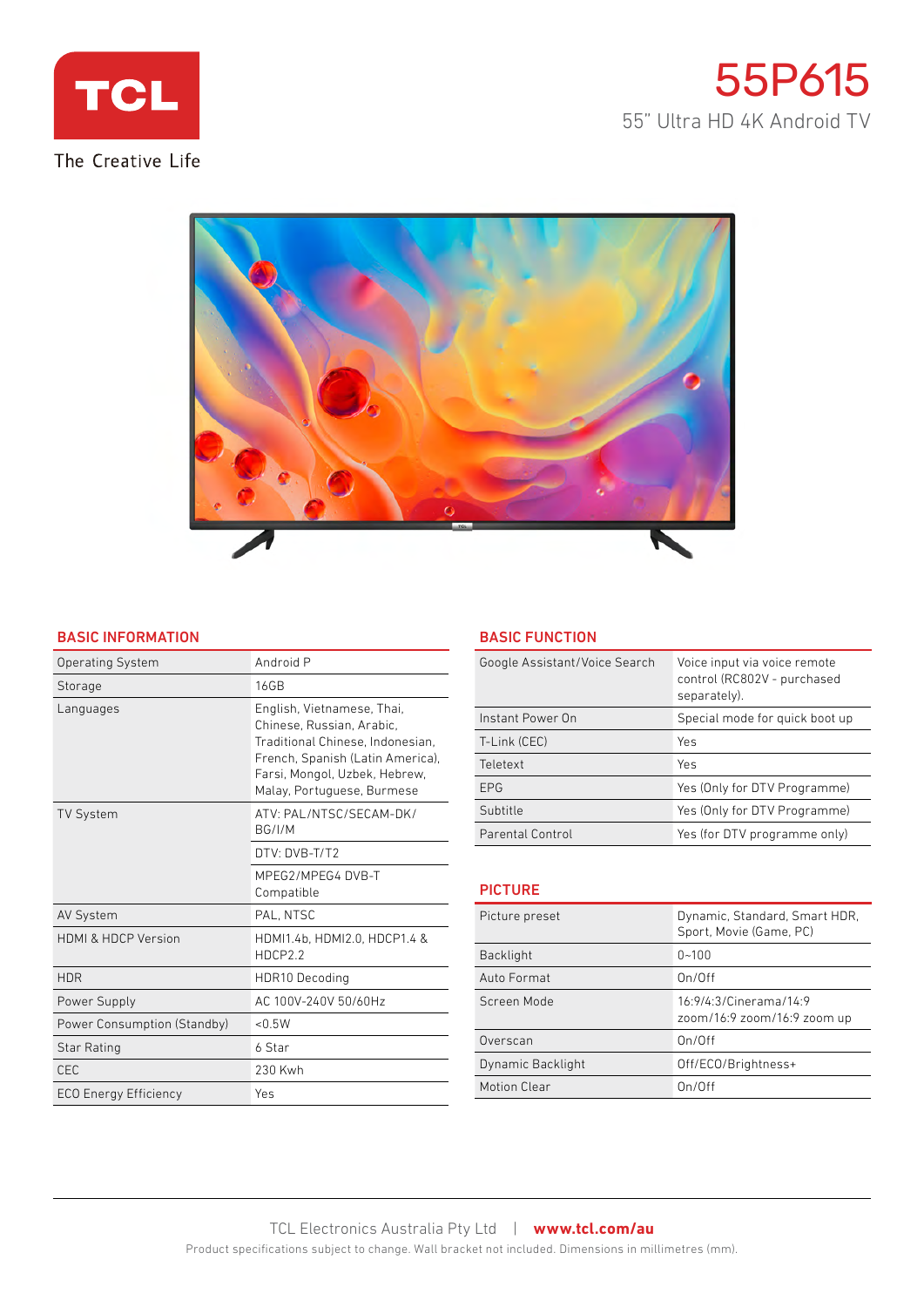TCL

The Creative Life

# 55P615

55" Ultra HD 4K Android TV

## BASIC INFORMATION

| | |
|---|---|
| Operating System | Android P |
| Storage | 16GB |
| Languages | English, Vietnamese, Thai, Chinese, Russian, Arabic, Traditional Chinese, Indonesian, French, Spanish (Latin America), Farsi, Mongol, Uzbek, Hebrew, Malay, Portuguese, Burmese |
| TV System | ATV: PAL/NTSC/SECAM-DK/ BG/I/M |
| | DTV: DVB-T/T2 |
| | MPEG2/MPEG4 DVB-T Compatible |
| AV System | PAL, NTSC |
| HDMI & HDCP Version | HDMI1.4b, HDMI2.0, HDCP1.4 & HDCP2.2 |
| HDR | HDR10 Decoding |
| Power Supply | AC 100V-240V 50/60Hz |
| Power Consumption (Standby) | <0.5W |
| Star Rating | 6 Star |
| CEC | 230 Kwh |
| ECO Energy Efficiency | Yes |

## BASIC FUNCTION

| | |
|---|---|
| Google Assistant/Voice Search | Voice input via voice remote control (RC802V - purchased separately). |
| Instant Power On | Special mode for quick boot up |
| T-Link (CEC) | Yes |
| Teletext | Yes |
| EPG | Yes (Only for DTV Programme) |
| Subtitle | Yes (Only for DTV Programme) |
| Parental Control | Yes (for DTV programme only) |

## PICTURE

| | |
|---|---|
| Picture preset | Dynamic, Standard, Smart HDR, Sport, Movie (Game, PC) |
| Backlight | 0~100 |
| Auto Format | On/Off |
| Screen Mode | 16:9/4:3/Cinerama/14:9 zoom/16:9 zoom/16:9 zoom up |
| Overscan | On/Off |
| Dynamic Backlight | Off/ECO/Brightness+ |
| Motion Clear | On/Off |

TCL Electronics Australia Pty Ltd | **www.tcl.com/au**

Product specifications subject to change. Wall bracket not included. Dimensions in millimetres (mm).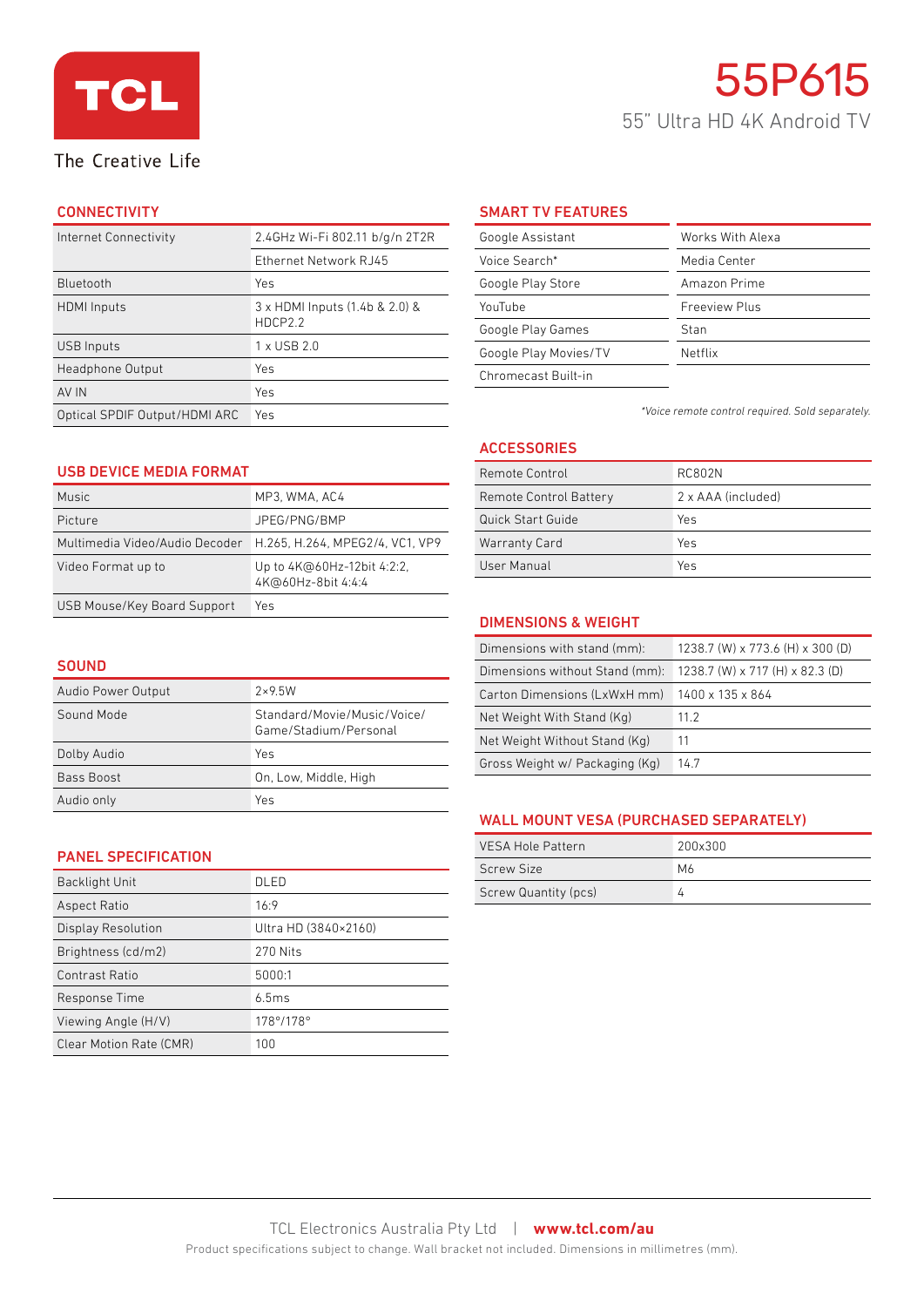# TCL

The Creative Life

# 55P615

55" Ultra HD 4K Android TV

## CONNECTIVITY

| | |
|---|---|
| Internet Connectivity | 2.4GHz Wi-Fi 802.11 b/g/n 2T2R |
| | Ethernet Network RJ45 |
| Bluetooth | Yes |
| HDMI Inputs | 3 x HDMI Inputs (1.4b & 2.0) & HDCP2.2 |
| USB Inputs | 1 x USB 2.0 |
| Headphone Output | Yes |
| AV IN | Yes |
| Optical SPDIF Output/HDMI ARC | Yes |

## USB DEVICE MEDIA FORMAT

| | |
|---|---|
| Music | MP3, WMA, AC4 |
| Picture | JPEG/PNG/BMP |
| Multimedia Video/Audio Decoder | H.265, H.264, MPEG2/4, VC1, VP9 |
| Video Format up to | Up to 4K@60Hz-12bit 4:2:2, 4K@60Hz-8bit 4:4:4 |
| USB Mouse/Key Board Support | Yes |

## SOUND

| | |
|---|---|
| Audio Power Output | 2×9.5W |
| Sound Mode | Standard/Movie/Music/Voice/Game/Stadium/Personal |
| Dolby Audio | Yes |
| Bass Boost | On, Low, Middle, High |
| Audio only | Yes |

## PANEL SPECIFICATION

| | |
|---|---|
| Backlight Unit | DLED |
| Aspect Ratio | 16:9 |
| Display Resolution | Ultra HD (3840×2160) |
| Brightness (cd/m2) | 270 Nits |
| Contrast Ratio | 5000:1 |
| Response Time | 6.5ms |
| Viewing Angle (H/V) | 178°/178° |
| Clear Motion Rate (CMR) | 100 |

## SMART TV FEATURES

| | |
|---|---|
| Google Assistant | Works With Alexa |
| Voice Search* | Media Center |
| Google Play Store | Amazon Prime |
| YouTube | Freeview Plus |
| Google Play Games | Stan |
| Google Play Movies/TV | Netflix |
| Chromecast Built-in | |

*\*Voice remote control required. Sold separately.*

## ACCESSORIES

| | |
|---|---|
| Remote Control | RC802N |
| Remote Control Battery | 2 x AAA (included) |
| Quick Start Guide | Yes |
| Warranty Card | Yes |
| User Manual | Yes |

## DIMENSIONS & WEIGHT

| | |
|---|---|
| Dimensions with stand (mm): | 1238.7 (W) x 773.6 (H) x 300 (D) |
| Dimensions without Stand (mm): | 1238.7 (W) x 717 (H) x 82.3 (D) |
| Carton Dimensions (LxWxH mm) | 1400 x 135 x 864 |
| Net Weight With Stand (Kg) | 11.2 |
| Net Weight Without Stand (Kg) | 11 |
| Gross Weight w/ Packaging (Kg) | 14.7 |

## WALL MOUNT VESA (PURCHASED SEPARATELY)

| | |
|---|---|
| VESA Hole Pattern | 200x300 |
| Screw Size | M6 |
| Screw Quantity (pcs) | 4 |

TCL Electronics Australia Pty Ltd | **www.tcl.com/au**

Product specifications subject to change. Wall bracket not included. Dimensions in millimetres (mm).